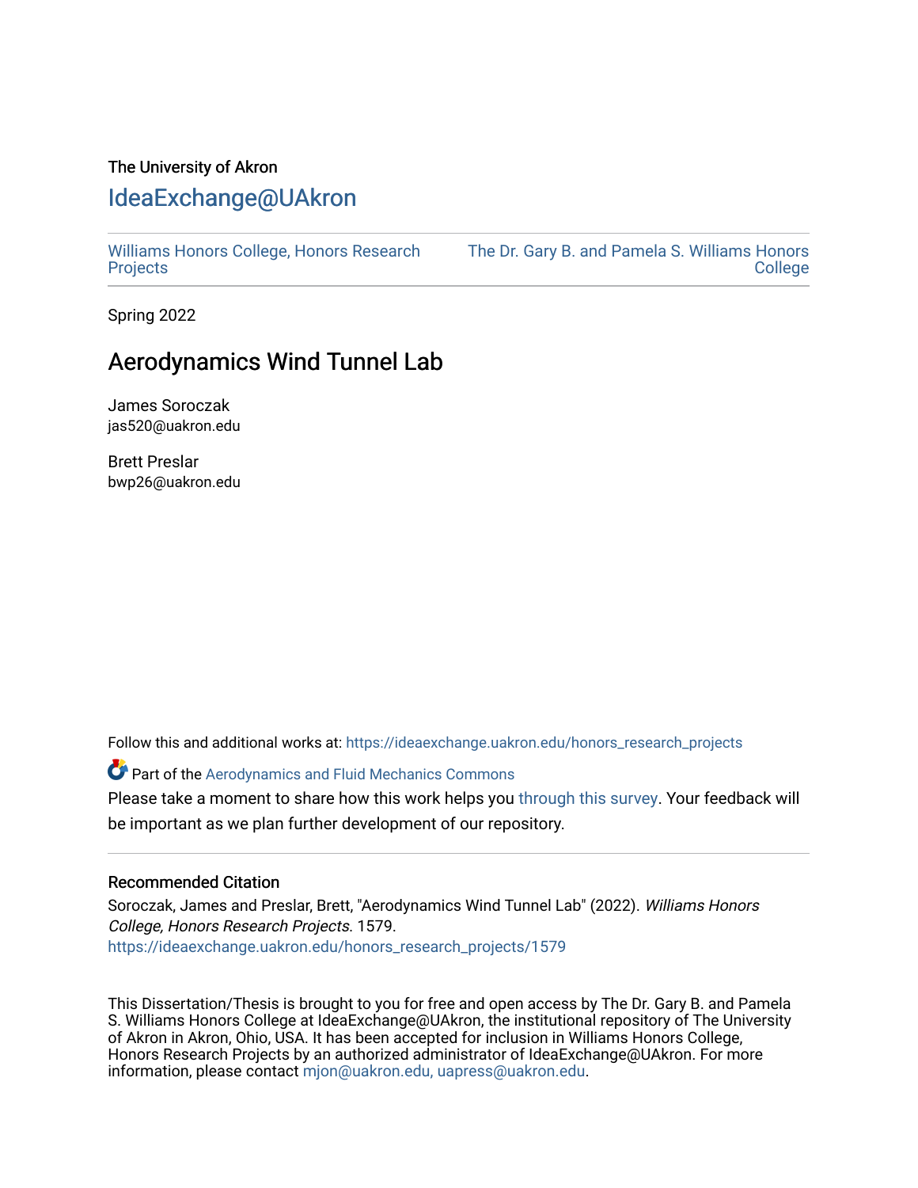The University of Akron

# IdeaExchange@UAkron

Williams Honors College, Honors Research Projects

The Dr. Gary B. and Pamela S. Williams Honors College

Spring 2022

## Aerodynamics Wind Tunnel Lab

James Soroczak
jas520@uakron.edu

Brett Preslar
bwp26@uakron.edu

Follow this and additional works at: https://ideaexchange.uakron.edu/honors_research_projects

Part of the Aerodynamics and Fluid Mechanics Commons

Please take a moment to share how this work helps you through this survey. Your feedback will be important as we plan further development of our repository.

### Recommended Citation

Soroczak, James and Preslar, Brett, "Aerodynamics Wind Tunnel Lab" (2022). *Williams Honors College, Honors Research Projects*. 1579.
https://ideaexchange.uakron.edu/honors_research_projects/1579

This Dissertation/Thesis is brought to you for free and open access by The Dr. Gary B. and Pamela S. Williams Honors College at IdeaExchange@UAkron, the institutional repository of The University of Akron in Akron, Ohio, USA. It has been accepted for inclusion in Williams Honors College, Honors Research Projects by an authorized administrator of IdeaExchange@UAkron. For more information, please contact mjon@uakron.edu, uapress@uakron.edu.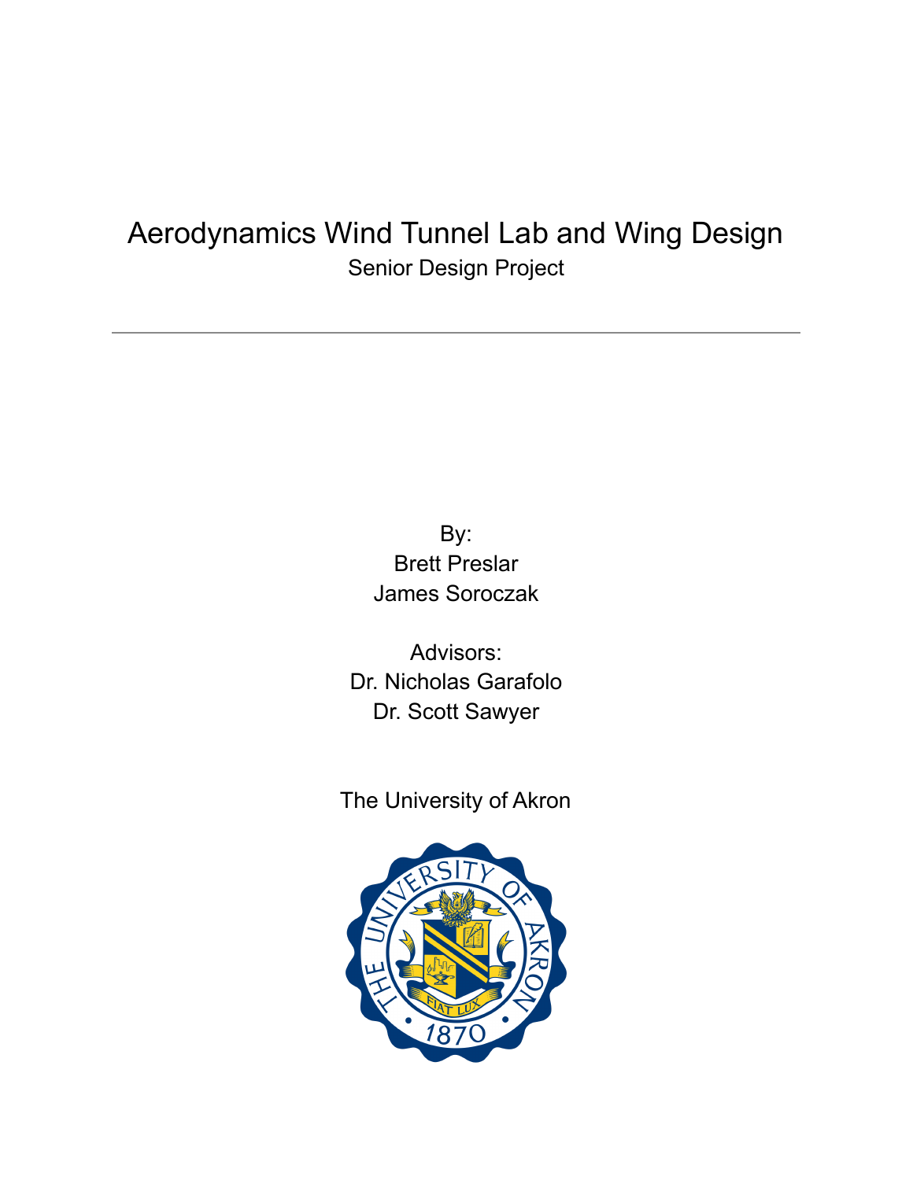# Aerodynamics Wind Tunnel Lab and Wing Design

Senior Design Project

---

By:
Brett Preslar
James Soroczak

Advisors:
Dr. Nicholas Garafolo
Dr. Scott Sawyer

The University of Akron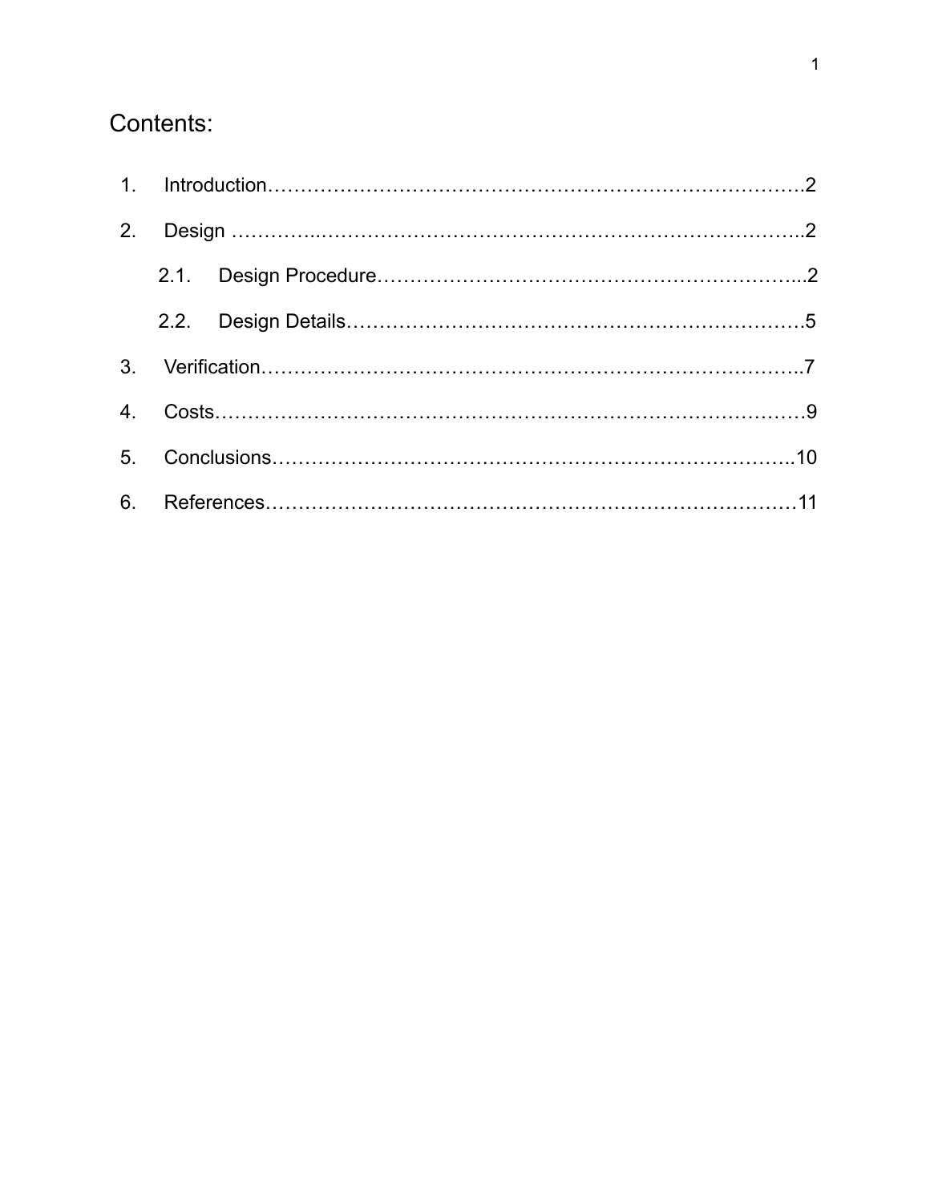# Contents:

1. Introduction……………………………………………………………………….2
2. Design ………..……………………………………………………………………..2
   - 2.1. Design Procedure………………………………………………………...2
   - 2.2. Design Details…………………………………………………………….5
3. Verification………………………………………………………………………..7
4. Costs………………………………………………………………………………9
5. Conclusions……………………………………………………………………..10
6. References………………………………………………………………………11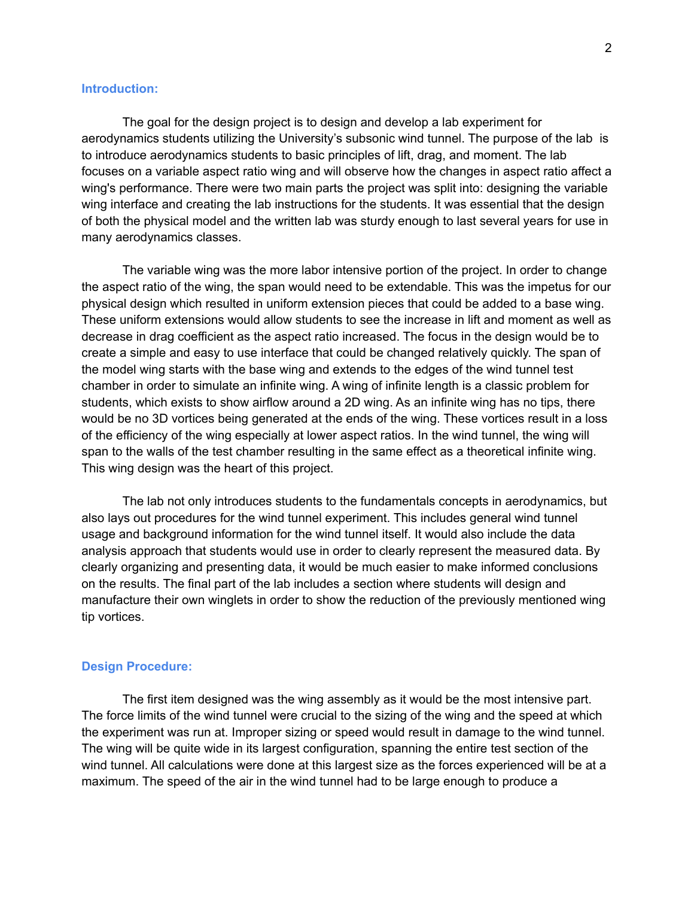## Introduction:

The goal for the design project is to design and develop a lab experiment for aerodynamics students utilizing the University's subsonic wind tunnel. The purpose of the lab is to introduce aerodynamics students to basic principles of lift, drag, and moment. The lab focuses on a variable aspect ratio wing and will observe how the changes in aspect ratio affect a wing's performance. There were two main parts the project was split into: designing the variable wing interface and creating the lab instructions for the students. It was essential that the design of both the physical model and the written lab was sturdy enough to last several years for use in many aerodynamics classes.

The variable wing was the more labor intensive portion of the project. In order to change the aspect ratio of the wing, the span would need to be extendable. This was the impetus for our physical design which resulted in uniform extension pieces that could be added to a base wing. These uniform extensions would allow students to see the increase in lift and moment as well as decrease in drag coefficient as the aspect ratio increased. The focus in the design would be to create a simple and easy to use interface that could be changed relatively quickly. The span of the model wing starts with the base wing and extends to the edges of the wind tunnel test chamber in order to simulate an infinite wing. A wing of infinite length is a classic problem for students, which exists to show airflow around a 2D wing. As an infinite wing has no tips, there would be no 3D vortices being generated at the ends of the wing. These vortices result in a loss of the efficiency of the wing especially at lower aspect ratios. In the wind tunnel, the wing will span to the walls of the test chamber resulting in the same effect as a theoretical infinite wing. This wing design was the heart of this project.

The lab not only introduces students to the fundamentals concepts in aerodynamics, but also lays out procedures for the wind tunnel experiment. This includes general wind tunnel usage and background information for the wind tunnel itself. It would also include the data analysis approach that students would use in order to clearly represent the measured data. By clearly organizing and presenting data, it would be much easier to make informed conclusions on the results. The final part of the lab includes a section where students will design and manufacture their own winglets in order to show the reduction of the previously mentioned wing tip vortices.

## Design Procedure:

The first item designed was the wing assembly as it would be the most intensive part. The force limits of the wind tunnel were crucial to the sizing of the wing and the speed at which the experiment was run at. Improper sizing or speed would result in damage to the wind tunnel. The wing will be quite wide in its largest configuration, spanning the entire test section of the wind tunnel. All calculations were done at this largest size as the forces experienced will be at a maximum. The speed of the air in the wind tunnel had to be large enough to produce a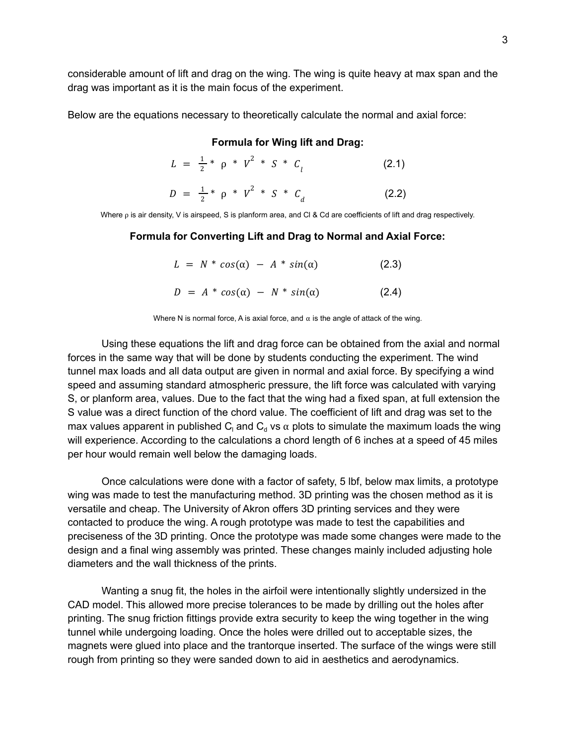considerable amount of lift and drag on the wing. The wing is quite heavy at max span and the drag was important as it is the main focus of the experiment.

Below are the equations necessary to theoretically calculate the normal and axial force:

**Formula for Wing lift and Drag:**

$$L = \frac{1}{2} * \rho * V^2 * S * C_l \qquad (2.1)$$

$$D = \frac{1}{2} * \rho * V^2 * S * C_d \qquad (2.2)$$

Where ρ is air density, V is airspeed, S is planform area, and Cl & Cd are coefficients of lift and drag respectively.

**Formula for Converting Lift and Drag to Normal and Axial Force:**

$$L = N * cos(\alpha) - A * sin(\alpha) \qquad (2.3)$$

$$D = A * cos(\alpha) - N * sin(\alpha) \qquad (2.4)$$

Where N is normal force, A is axial force, and α is the angle of attack of the wing.

Using these equations the lift and drag force can be obtained from the axial and normal forces in the same way that will be done by students conducting the experiment. The wind tunnel max loads and all data output are given in normal and axial force. By specifying a wind speed and assuming standard atmospheric pressure, the lift force was calculated with varying S, or planform area, values. Due to the fact that the wing had a fixed span, at full extension the S value was a direct function of the chord value. The coefficient of lift and drag was set to the max values apparent in published $C_l$ and $C_d$ vs α plots to simulate the maximum loads the wing will experience. According to the calculations a chord length of 6 inches at a speed of 45 miles per hour would remain well below the damaging loads.

Once calculations were done with a factor of safety, 5 lbf, below max limits, a prototype wing was made to test the manufacturing method. 3D printing was the chosen method as it is versatile and cheap. The University of Akron offers 3D printing services and they were contacted to produce the wing. A rough prototype was made to test the capabilities and preciseness of the 3D printing. Once the prototype was made some changes were made to the design and a final wing assembly was printed. These changes mainly included adjusting hole diameters and the wall thickness of the prints.

Wanting a snug fit, the holes in the airfoil were intentionally slightly undersized in the CAD model. This allowed more precise tolerances to be made by drilling out the holes after printing. The snug friction fittings provide extra security to keep the wing together in the wing tunnel while undergoing loading. Once the holes were drilled out to acceptable sizes, the magnets were glued into place and the trantorque inserted. The surface of the wings were still rough from printing so they were sanded down to aid in aesthetics and aerodynamics.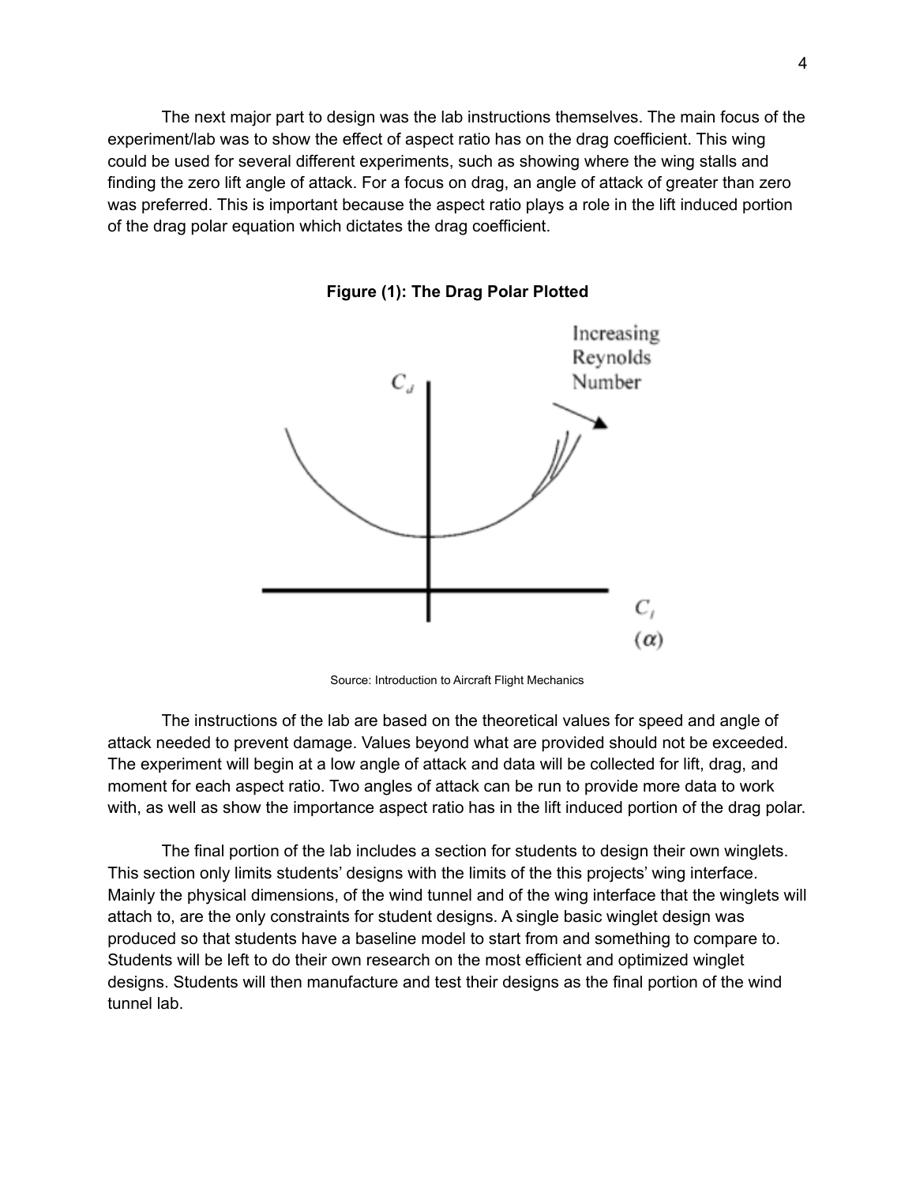The next major part to design was the lab instructions themselves. The main focus of the experiment/lab was to show the effect of aspect ratio has on the drag coefficient. This wing could be used for several different experiments, such as showing where the wing stalls and finding the zero lift angle of attack. For a focus on drag, an angle of attack of greater than zero was preferred. This is important because the aspect ratio plays a role in the lift induced portion of the drag polar equation which dictates the drag coefficient.

**Figure (1): The Drag Polar Plotted**

Source: Introduction to Aircraft Flight Mechanics

The instructions of the lab are based on the theoretical values for speed and angle of attack needed to prevent damage. Values beyond what are provided should not be exceeded. The experiment will begin at a low angle of attack and data will be collected for lift, drag, and moment for each aspect ratio. Two angles of attack can be run to provide more data to work with, as well as show the importance aspect ratio has in the lift induced portion of the drag polar.

The final portion of the lab includes a section for students to design their own winglets. This section only limits students' designs with the limits of the this projects' wing interface. Mainly the physical dimensions, of the wind tunnel and of the wing interface that the winglets will attach to, are the only constraints for student designs. A single basic winglet design was produced so that students have a baseline model to start from and something to compare to. Students will be left to do their own research on the most efficient and optimized winglet designs. Students will then manufacture and test their designs as the final portion of the wind tunnel lab.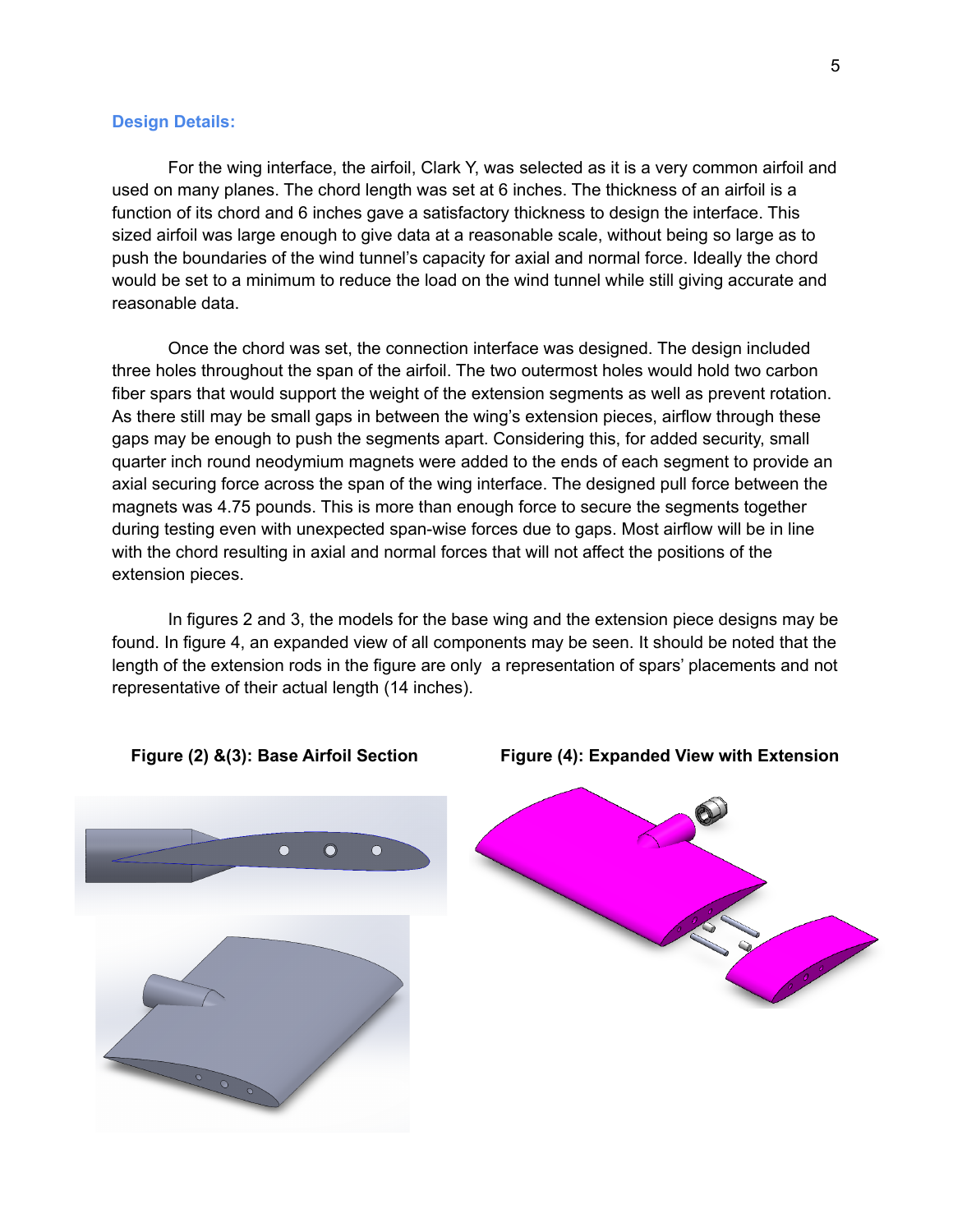### Design Details:

For the wing interface, the airfoil, Clark Y, was selected as it is a very common airfoil and used on many planes. The chord length was set at 6 inches. The thickness of an airfoil is a function of its chord and 6 inches gave a satisfactory thickness to design the interface. This sized airfoil was large enough to give data at a reasonable scale, without being so large as to push the boundaries of the wind tunnel's capacity for axial and normal force. Ideally the chord would be set to a minimum to reduce the load on the wind tunnel while still giving accurate and reasonable data.

Once the chord was set, the connection interface was designed. The design included three holes throughout the span of the airfoil. The two outermost holes would hold two carbon fiber spars that would support the weight of the extension segments as well as prevent rotation. As there still may be small gaps in between the wing's extension pieces, airflow through these gaps may be enough to push the segments apart. Considering this, for added security, small quarter inch round neodymium magnets were added to the ends of each segment to provide an axial securing force across the span of the wing interface. The designed pull force between the magnets was 4.75 pounds. This is more than enough force to secure the segments together during testing even with unexpected span-wise forces due to gaps. Most airflow will be in line with the chord resulting in axial and normal forces that will not affect the positions of the extension pieces.

In figures 2 and 3, the models for the base wing and the extension piece designs may be found. In figure 4, an expanded view of all components may be seen. It should be noted that the length of the extension rods in the figure are only a representation of spars' placements and not representative of their actual length (14 inches).

**Figure (2) &(3): Base Airfoil Section**

**Figure (4): Expanded View with Extension**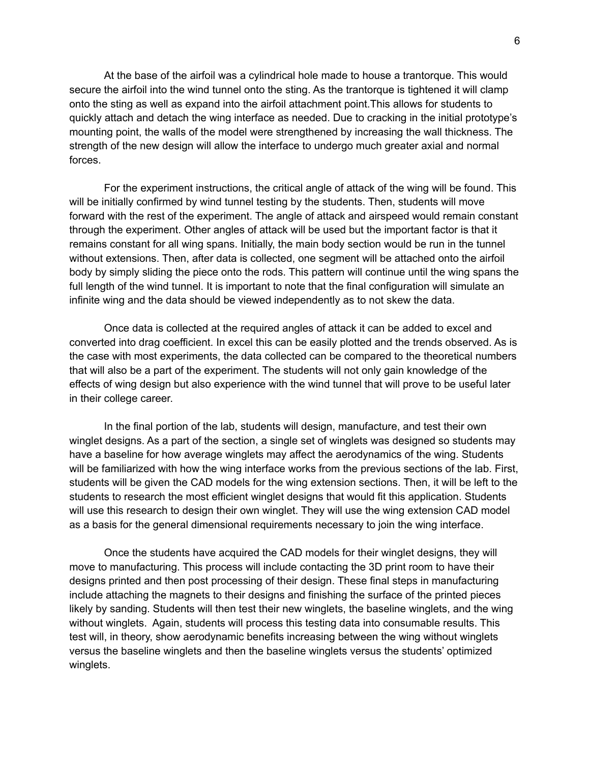At the base of the airfoil was a cylindrical hole made to house a trantorque. This would secure the airfoil into the wind tunnel onto the sting. As the trantorque is tightened it will clamp onto the sting as well as expand into the airfoil attachment point.This allows for students to quickly attach and detach the wing interface as needed. Due to cracking in the initial prototype's mounting point, the walls of the model were strengthened by increasing the wall thickness. The strength of the new design will allow the interface to undergo much greater axial and normal forces.

For the experiment instructions, the critical angle of attack of the wing will be found. This will be initially confirmed by wind tunnel testing by the students. Then, students will move forward with the rest of the experiment. The angle of attack and airspeed would remain constant through the experiment. Other angles of attack will be used but the important factor is that it remains constant for all wing spans. Initially, the main body section would be run in the tunnel without extensions. Then, after data is collected, one segment will be attached onto the airfoil body by simply sliding the piece onto the rods. This pattern will continue until the wing spans the full length of the wind tunnel. It is important to note that the final configuration will simulate an infinite wing and the data should be viewed independently as to not skew the data.

Once data is collected at the required angles of attack it can be added to excel and converted into drag coefficient. In excel this can be easily plotted and the trends observed. As is the case with most experiments, the data collected can be compared to the theoretical numbers that will also be a part of the experiment. The students will not only gain knowledge of the effects of wing design but also experience with the wind tunnel that will prove to be useful later in their college career.

In the final portion of the lab, students will design, manufacture, and test their own winglet designs. As a part of the section, a single set of winglets was designed so students may have a baseline for how average winglets may affect the aerodynamics of the wing. Students will be familiarized with how the wing interface works from the previous sections of the lab. First, students will be given the CAD models for the wing extension sections. Then, it will be left to the students to research the most efficient winglet designs that would fit this application. Students will use this research to design their own winglet. They will use the wing extension CAD model as a basis for the general dimensional requirements necessary to join the wing interface.

Once the students have acquired the CAD models for their winglet designs, they will move to manufacturing. This process will include contacting the 3D print room to have their designs printed and then post processing of their design. These final steps in manufacturing include attaching the magnets to their designs and finishing the surface of the printed pieces likely by sanding. Students will then test their new winglets, the baseline winglets, and the wing without winglets. Again, students will process this testing data into consumable results. This test will, in theory, show aerodynamic benefits increasing between the wing without winglets versus the baseline winglets and then the baseline winglets versus the students' optimized winglets.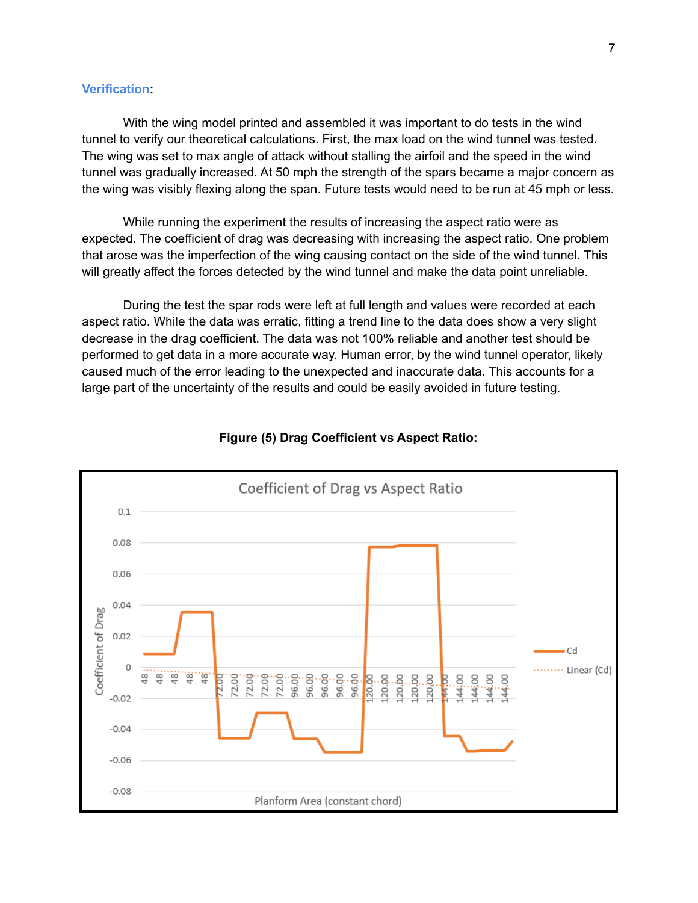**Verification**:

With the wing model printed and assembled it was important to do tests in the wind tunnel to verify our theoretical calculations. First, the max load on the wind tunnel was tested. The wing was set to max angle of attack without stalling the airfoil and the speed in the wind tunnel was gradually increased. At 50 mph the strength of the spars became a major concern as the wing was visibly flexing along the span. Future tests would need to be run at 45 mph or less.

While running the experiment the results of increasing the aspect ratio were as expected. The coefficient of drag was decreasing with increasing the aspect ratio. One problem that arose was the imperfection of the wing causing contact on the side of the wind tunnel. This will greatly affect the forces detected by the wind tunnel and make the data point unreliable.

During the test the spar rods were left at full length and values were recorded at each aspect ratio. While the data was erratic, fitting a trend line to the data does show a very slight decrease in the drag coefficient. The data was not 100% reliable and another test should be performed to get data in a more accurate way. Human error, by the wind tunnel operator, likely caused much of the error leading to the unexpected and inaccurate data. This accounts for a large part of the uncertainty of the results and could be easily avoided in future testing.

**Figure (5) Drag Coefficient vs Aspect Ratio:**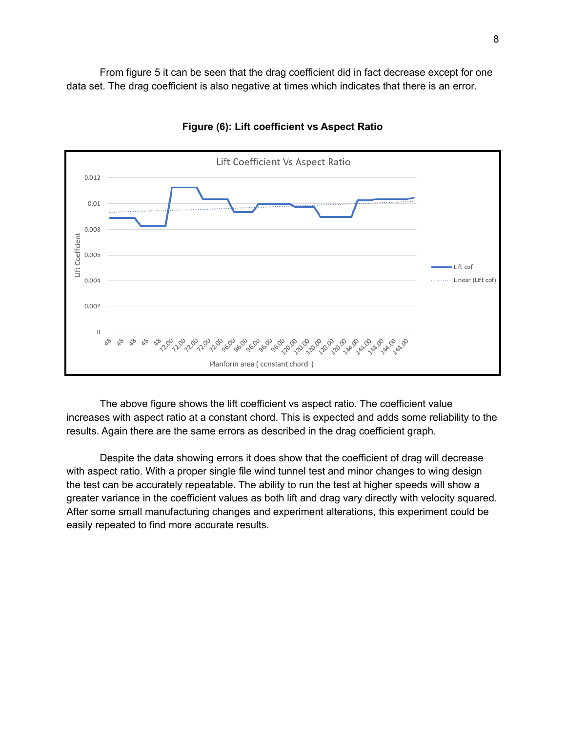From figure 5 it can be seen that the drag coefficient did in fact decrease except for one data set. The drag coefficient is also negative at times which indicates that there is an error.

**Figure (6): Lift coefficient vs Aspect Ratio**

The above figure shows the lift coefficient vs aspect ratio. The coefficient value increases with aspect ratio at a constant chord. This is expected and adds some reliability to the results. Again there are the same errors as described in the drag coefficient graph.

Despite the data showing errors it does show that the coefficient of drag will decrease with aspect ratio. With a proper single file wind tunnel test and minor changes to wing design the test can be accurately repeatable. The ability to run the test at higher speeds will show a greater variance in the coefficient values as both lift and drag vary directly with velocity squared. After some small manufacturing changes and experiment alterations, this experiment could be easily repeated to find more accurate results.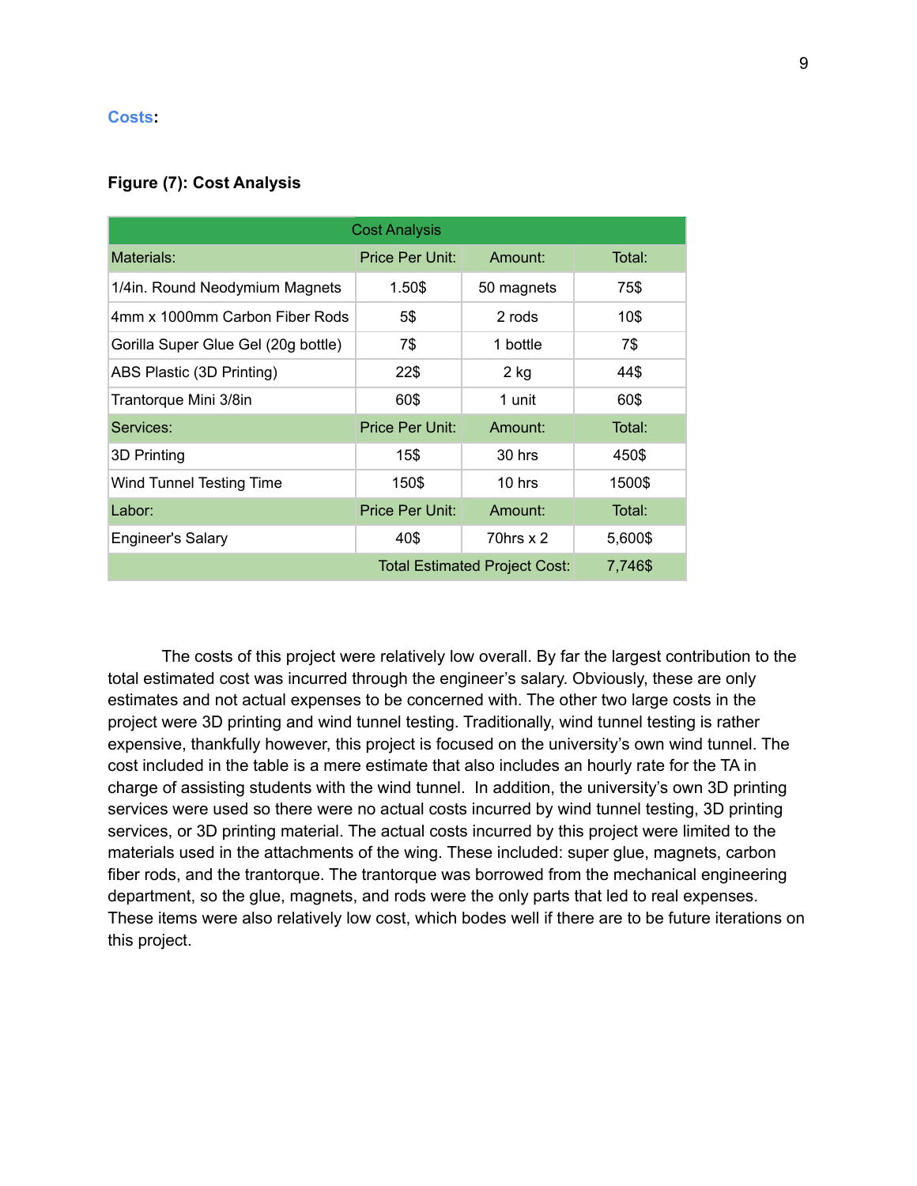**Costs**:

**Figure (7): Cost Analysis**

| Cost Analysis | | | |
|---|---|---|---|
| Materials: | Price Per Unit: | Amount: | Total: |
| 1/4in. Round Neodymium Magnets | 1.50$ | 50 magnets | 75$ |
| 4mm x 1000mm Carbon Fiber Rods | 5$ | 2 rods | 10$ |
| Gorilla Super Glue Gel (20g bottle) | 7$ | 1 bottle | 7$ |
| ABS Plastic (3D Printing) | 22$ | 2 kg | 44$ |
| Trantorque Mini 3/8in | 60$ | 1 unit | 60$ |
| Services: | Price Per Unit: | Amount: | Total: |
| 3D Printing | 15$ | 30 hrs | 450$ |
| Wind Tunnel Testing Time | 150$ | 10 hrs | 1500$ |
| Labor: | Price Per Unit: | Amount: | Total: |
| Engineer's Salary | 40$ | 70hrs x 2 | 5,600$ |
| | | Total Estimated Project Cost: | 7,746$ |

The costs of this project were relatively low overall. By far the largest contribution to the total estimated cost was incurred through the engineer's salary. Obviously, these are only estimates and not actual expenses to be concerned with. The other two large costs in the project were 3D printing and wind tunnel testing. Traditionally, wind tunnel testing is rather expensive, thankfully however, this project is focused on the university's own wind tunnel. The cost included in the table is a mere estimate that also includes an hourly rate for the TA in charge of assisting students with the wind tunnel. In addition, the university's own 3D printing services were used so there were no actual costs incurred by wind tunnel testing, 3D printing services, or 3D printing material. The actual costs incurred by this project were limited to the materials used in the attachments of the wing. These included: super glue, magnets, carbon fiber rods, and the trantorque. The trantorque was borrowed from the mechanical engineering department, so the glue, magnets, and rods were the only parts that led to real expenses. These items were also relatively low cost, which bodes well if there are to be future iterations on this project.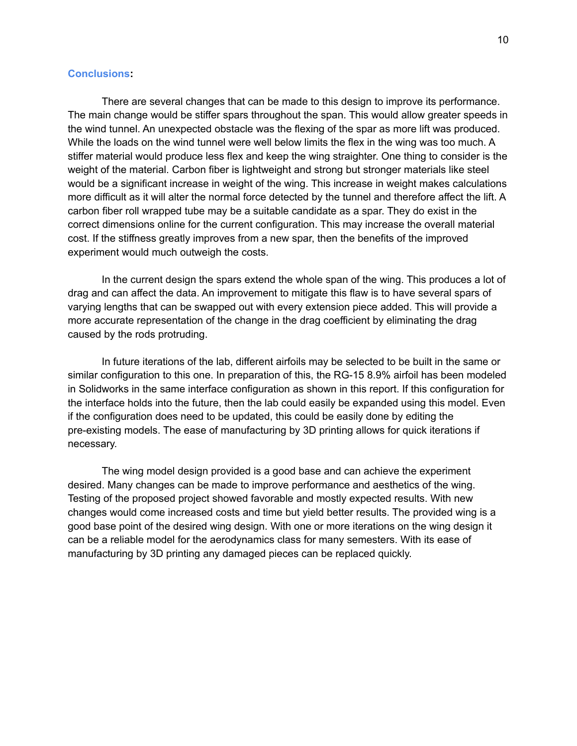## Conclusions:

There are several changes that can be made to this design to improve its performance. The main change would be stiffer spars throughout the span. This would allow greater speeds in the wind tunnel. An unexpected obstacle was the flexing of the spar as more lift was produced. While the loads on the wind tunnel were well below limits the flex in the wing was too much. A stiffer material would produce less flex and keep the wing straighter. One thing to consider is the weight of the material. Carbon fiber is lightweight and strong but stronger materials like steel would be a significant increase in weight of the wing. This increase in weight makes calculations more difficult as it will alter the normal force detected by the tunnel and therefore affect the lift. A carbon fiber roll wrapped tube may be a suitable candidate as a spar. They do exist in the correct dimensions online for the current configuration. This may increase the overall material cost. If the stiffness greatly improves from a new spar, then the benefits of the improved experiment would much outweigh the costs.

In the current design the spars extend the whole span of the wing. This produces a lot of drag and can affect the data. An improvement to mitigate this flaw is to have several spars of varying lengths that can be swapped out with every extension piece added. This will provide a more accurate representation of the change in the drag coefficient by eliminating the drag caused by the rods protruding.

In future iterations of the lab, different airfoils may be selected to be built in the same or similar configuration to this one. In preparation of this, the RG-15 8.9% airfoil has been modeled in Solidworks in the same interface configuration as shown in this report. If this configuration for the interface holds into the future, then the lab could easily be expanded using this model. Even if the configuration does need to be updated, this could be easily done by editing the pre-existing models. The ease of manufacturing by 3D printing allows for quick iterations if necessary.

The wing model design provided is a good base and can achieve the experiment desired. Many changes can be made to improve performance and aesthetics of the wing. Testing of the proposed project showed favorable and mostly expected results. With new changes would come increased costs and time but yield better results. The provided wing is a good base point of the desired wing design. With one or more iterations on the wing design it can be a reliable model for the aerodynamics class for many semesters. With its ease of manufacturing by 3D printing any damaged pieces can be replaced quickly.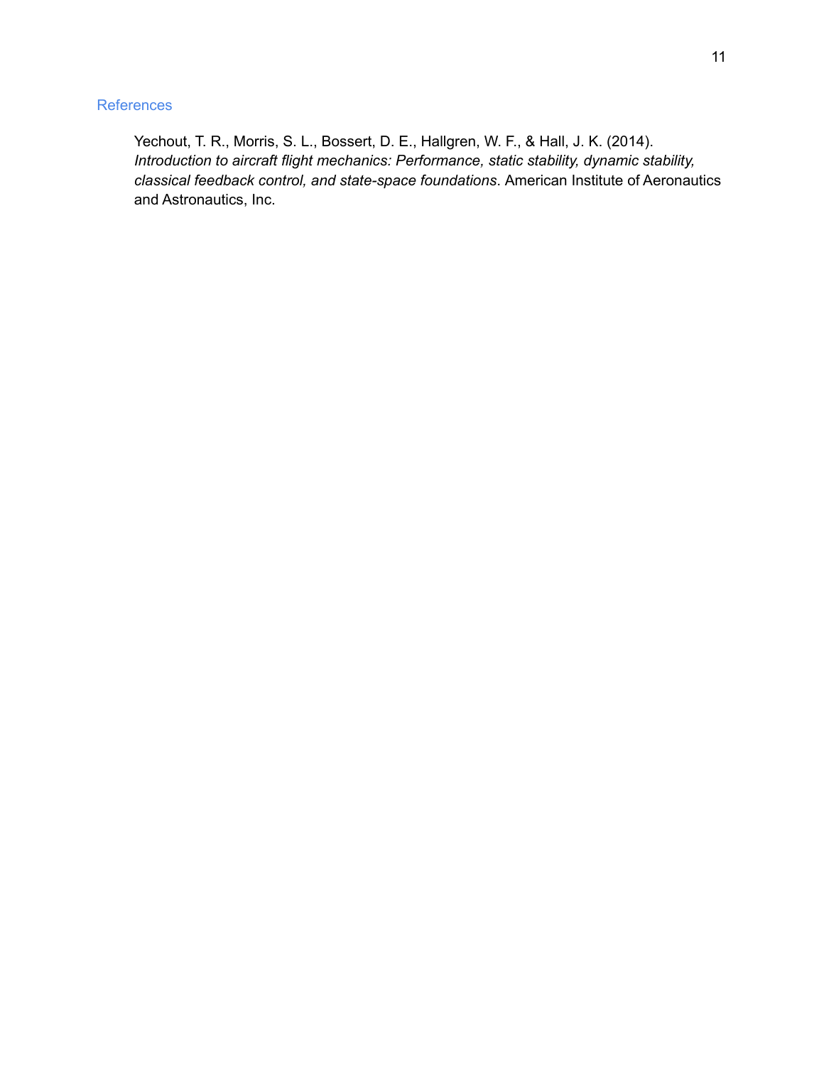## References

Yechout, T. R., Morris, S. L., Bossert, D. E., Hallgren, W. F., & Hall, J. K. (2014). *Introduction to aircraft flight mechanics: Performance, static stability, dynamic stability, classical feedback control, and state-space foundations*. American Institute of Aeronautics and Astronautics, Inc.